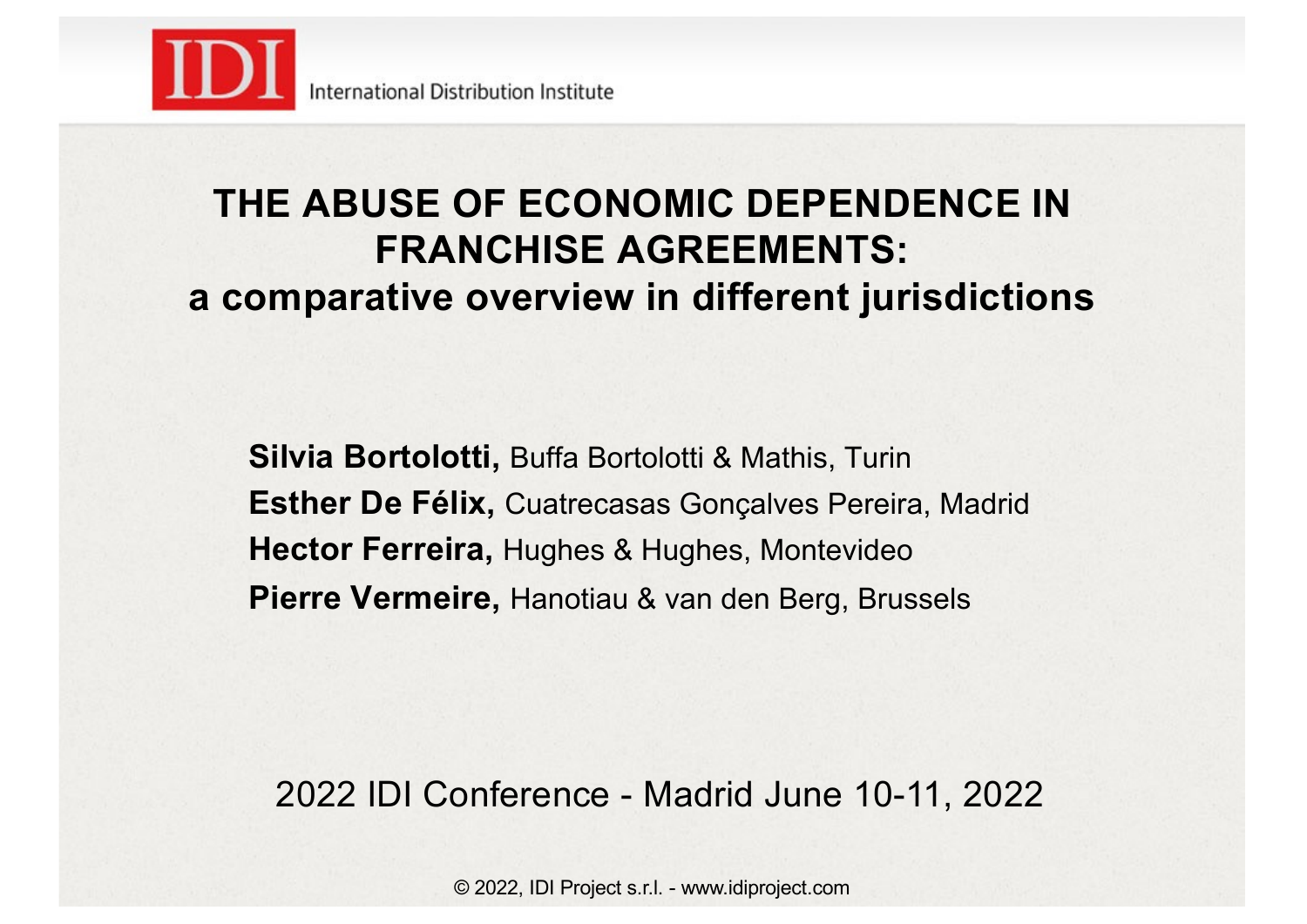IDI International Distribution Institute

# THE ABUSE OF ECONOMIC DEPENDENCE IN FRANCHISE AGREEMENTS: a comparative overview in different jurisdictions

**Silvia Bortolotti,** Buffa Bortolotti & Mathis, Turin

**Esther De Félix,** Cuatrecasas Gonçalves Pereira, Madrid

**Hector Ferreira,** Hughes & Hughes, Montevideo

**Pierre Vermeire,** Hanotiau & van den Berg, Brussels

2022 IDI Conference - Madrid June 10-11, 2022

© 2022, IDI Project s.r.l. - www.idiproject.com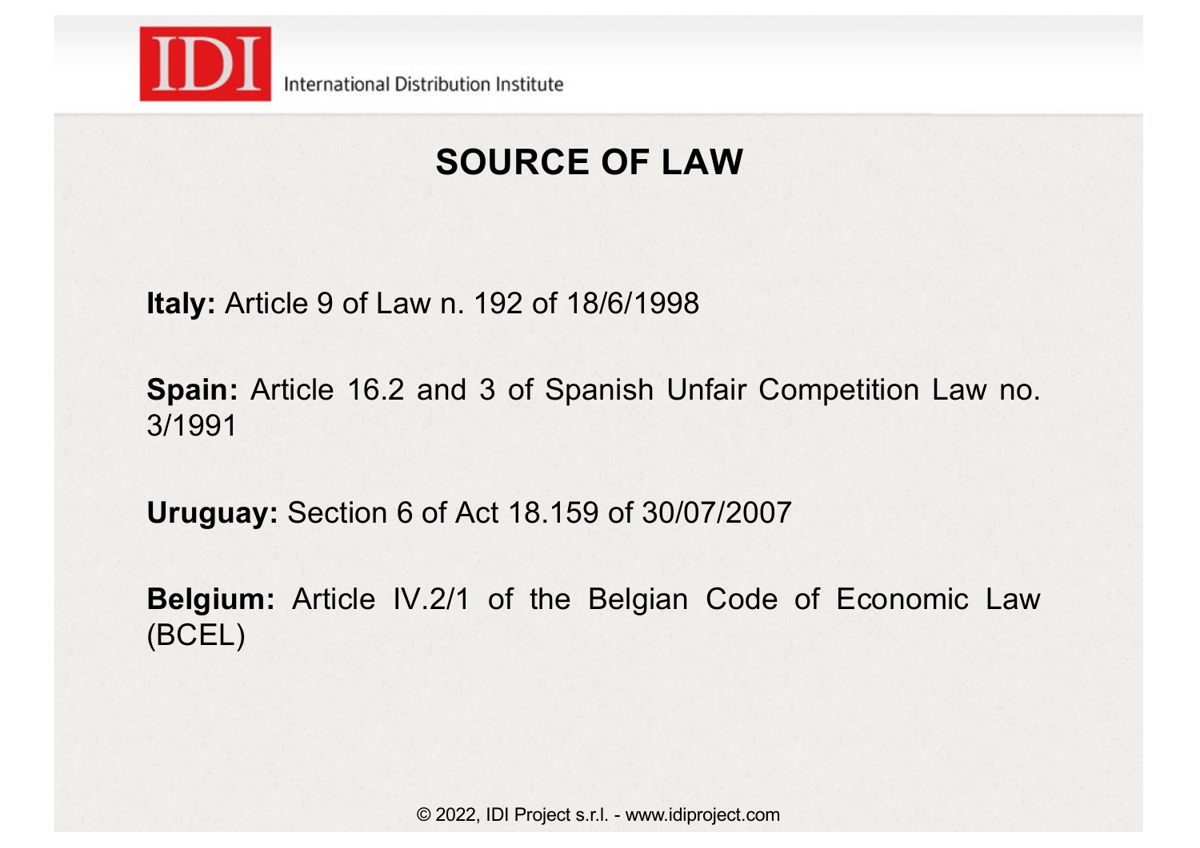# SOURCE OF LAW

**Italy:** Article 9 of Law n. 192 of 18/6/1998

**Spain:** Article 16.2 and 3 of Spanish Unfair Competition Law no. 3/1991

**Uruguay:** Section 6 of Act 18.159 of 30/07/2007

**Belgium:** Article IV.2/1 of the Belgian Code of Economic Law (BCEL)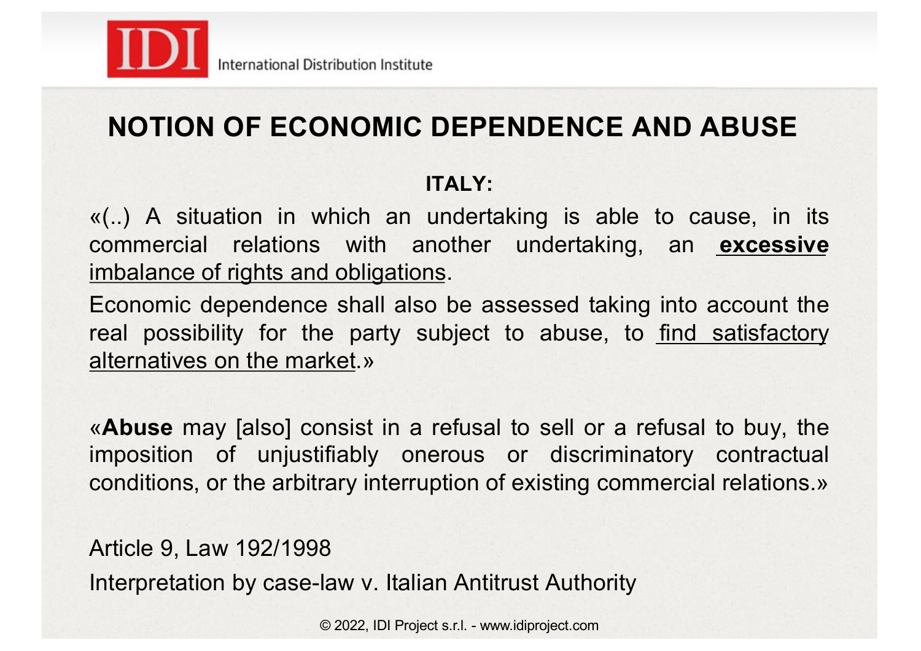# NOTION OF ECONOMIC DEPENDENCE AND ABUSE

## ITALY:

«(..) A situation in which an undertaking is able to cause, in its commercial relations with another undertaking, an **excessive** imbalance of rights and obligations.

Economic dependence shall also be assessed taking into account the real possibility for the party subject to abuse, to find satisfactory alternatives on the market.»

«**Abuse** may [also] consist in a refusal to sell or a refusal to buy, the imposition of unjustifiably onerous or discriminatory contractual conditions, or the arbitrary interruption of existing commercial relations.»

Article 9, Law 192/1998

Interpretation by case-law v. Italian Antitrust Authority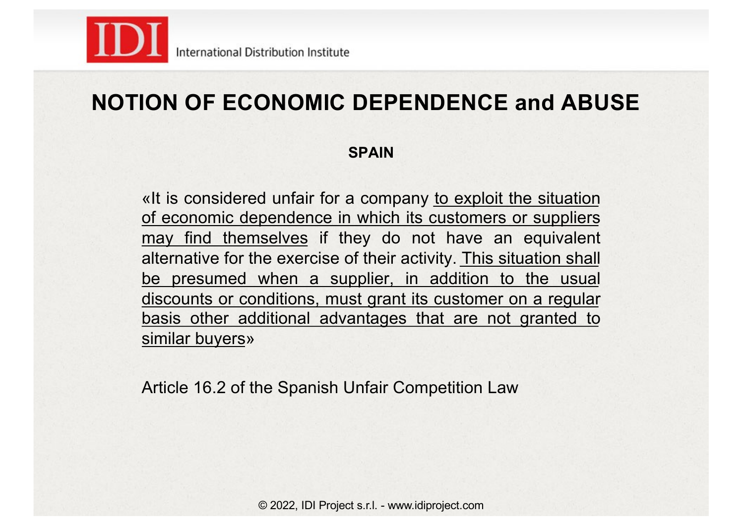# NOTION OF ECONOMIC DEPENDENCE and ABUSE

**SPAIN**

«It is considered unfair for a company <u>to exploit the situation of economic dependence in which its customers or suppliers may find themselves</u> if they do not have an equivalent alternative for the exercise of their activity. <u>This situation shall be presumed when a supplier, in addition to the usual discounts or conditions, must grant its customer on a regular basis other additional advantages that are not granted to similar buyers</u>»

Article 16.2 of the Spanish Unfair Competition Law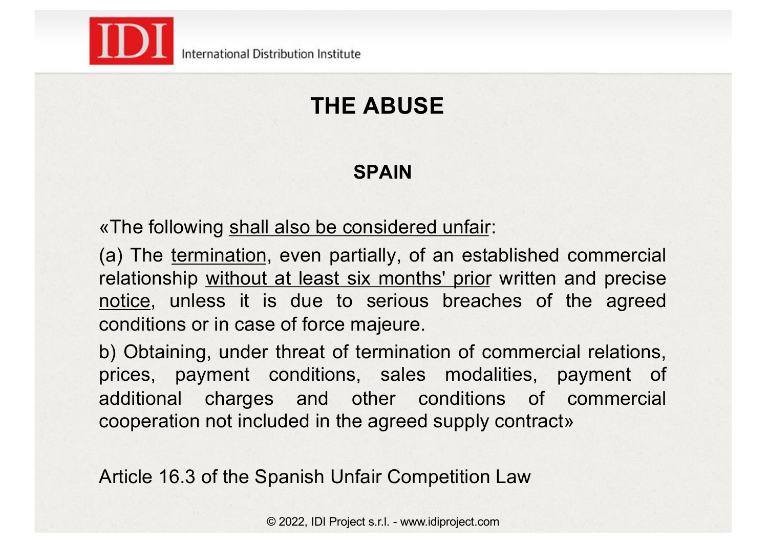# THE ABUSE

## SPAIN

«The following shall also be considered unfair:

(a) The termination, even partially, of an established commercial relationship without at least six months' prior written and precise notice, unless it is due to serious breaches of the agreed conditions or in case of force majeure.

b) Obtaining, under threat of termination of commercial relations, prices, payment conditions, sales modalities, payment of additional charges and other conditions of commercial cooperation not included in the agreed supply contract»

Article 16.3 of the Spanish Unfair Competition Law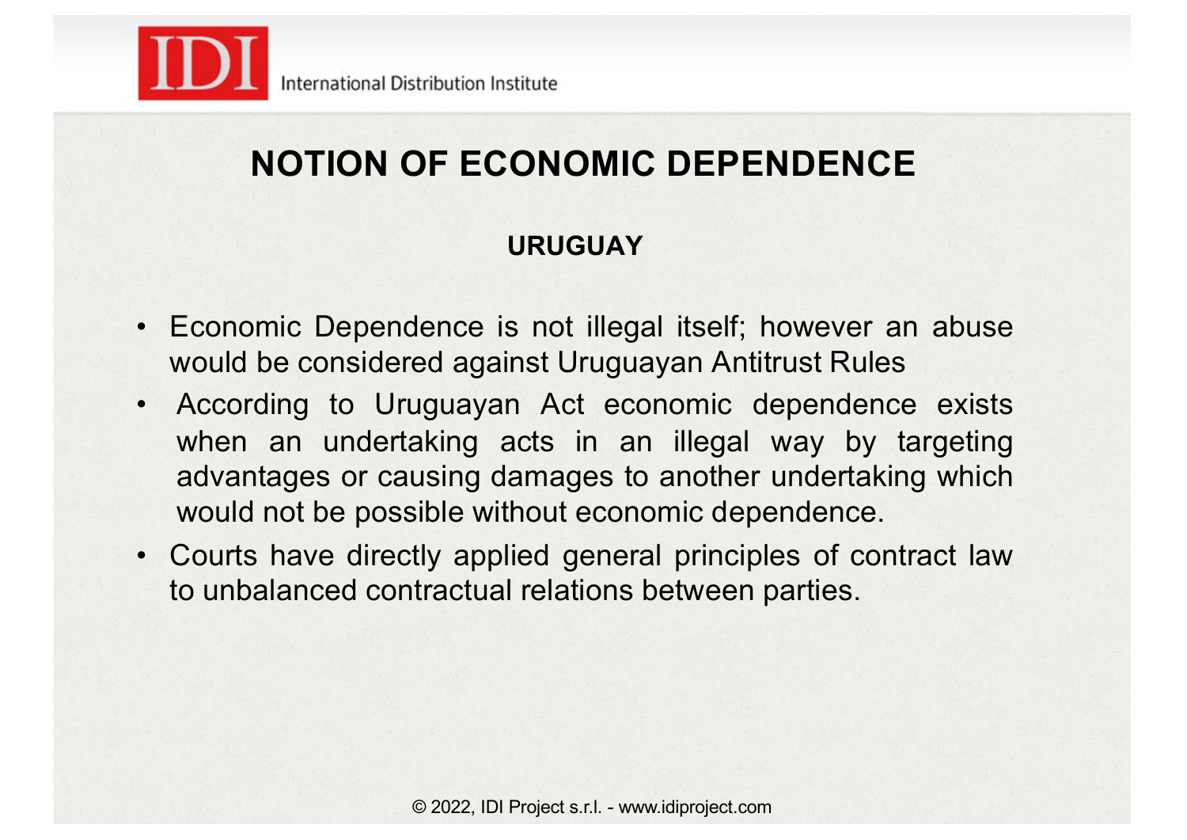# NOTION OF ECONOMIC DEPENDENCE

### URUGUAY

- Economic Dependence is not illegal itself; however an abuse would be considered against Uruguayan Antitrust Rules
- According to Uruguayan Act economic dependence exists when an undertaking acts in an illegal way by targeting advantages or causing damages to another undertaking which would not be possible without economic dependence.
- Courts have directly applied general principles of contract law to unbalanced contractual relations between parties.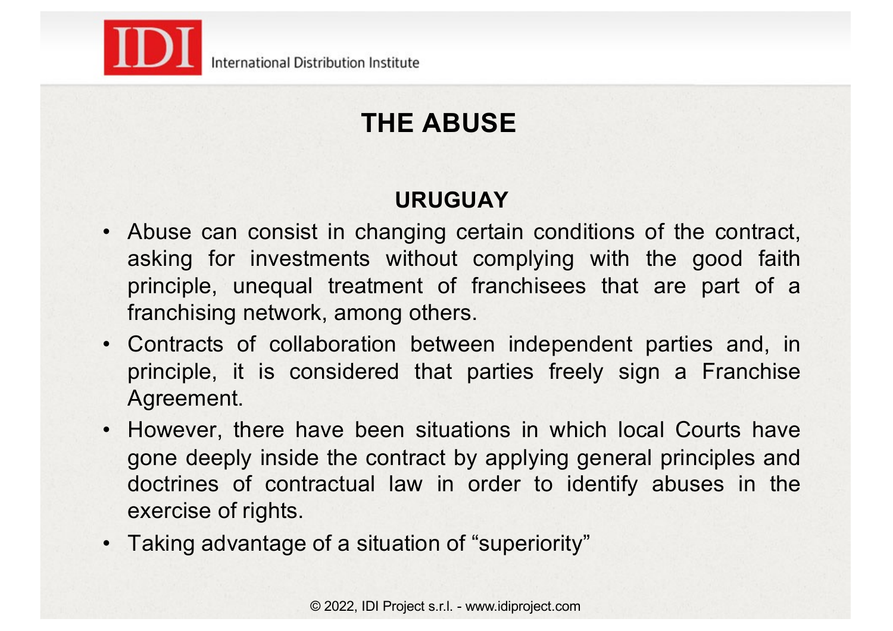# THE ABUSE

## URUGUAY

- Abuse can consist in changing certain conditions of the contract, asking for investments without complying with the good faith principle, unequal treatment of franchisees that are part of a franchising network, among others.
- Contracts of collaboration between independent parties and, in principle, it is considered that parties freely sign a Franchise Agreement.
- However, there have been situations in which local Courts have gone deeply inside the contract by applying general principles and doctrines of contractual law in order to identify abuses in the exercise of rights.
- Taking advantage of a situation of "superiority"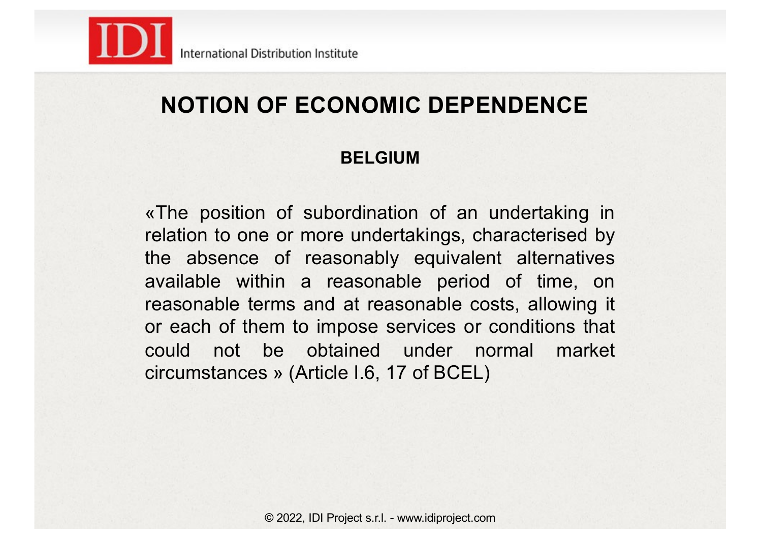# NOTION OF ECONOMIC DEPENDENCE

## BELGIUM

«The position of subordination of an undertaking in relation to one or more undertakings, characterised by the absence of reasonably equivalent alternatives available within a reasonable period of time, on reasonable terms and at reasonable costs, allowing it or each of them to impose services or conditions that could not be obtained under normal market circumstances » (Article I.6, 17 of BCEL)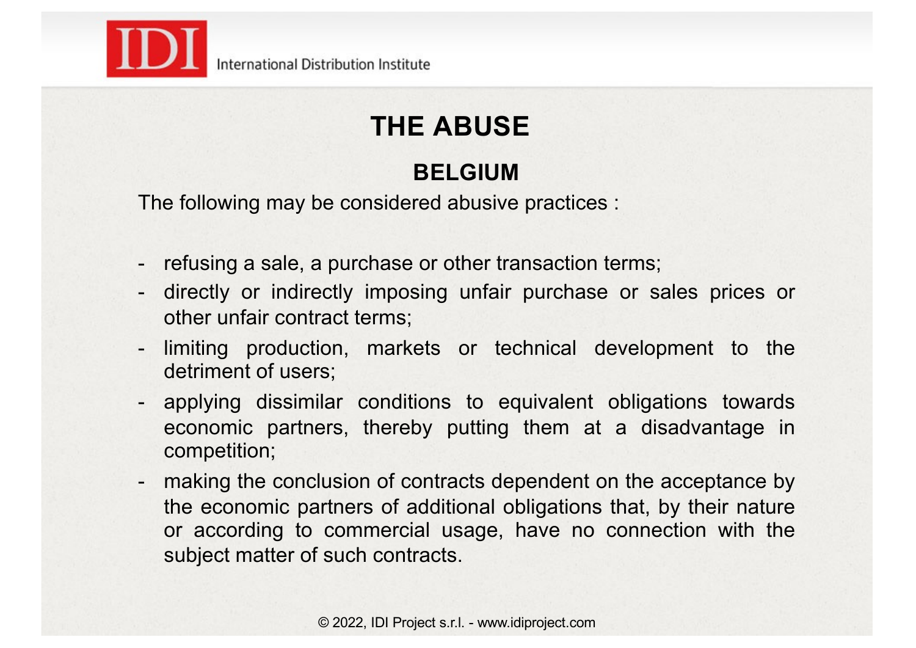# THE ABUSE

## BELGIUM

The following may be considered abusive practices :

- refusing a sale, a purchase or other transaction terms;
- directly or indirectly imposing unfair purchase or sales prices or other unfair contract terms;
- limiting production, markets or technical development to the detriment of users;
- applying dissimilar conditions to equivalent obligations towards economic partners, thereby putting them at a disadvantage in competition;
- making the conclusion of contracts dependent on the acceptance by the economic partners of additional obligations that, by their nature or according to commercial usage, have no connection with the subject matter of such contracts.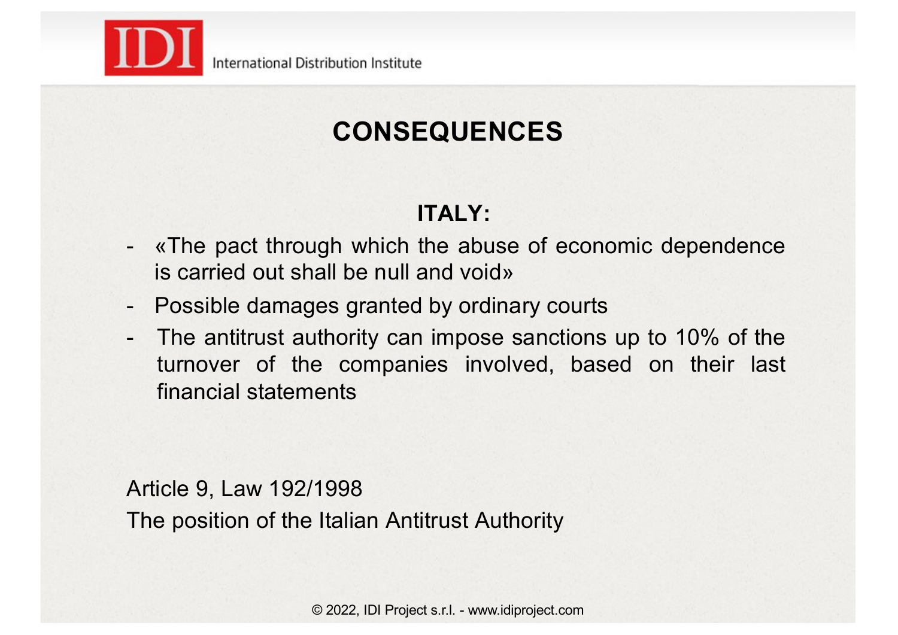# CONSEQUENCES

## ITALY:

- «The pact through which the abuse of economic dependence is carried out shall be null and void»
- Possible damages granted by ordinary courts
- The antitrust authority can impose sanctions up to 10% of the turnover of the companies involved, based on their last financial statements

Article 9, Law 192/1998

The position of the Italian Antitrust Authority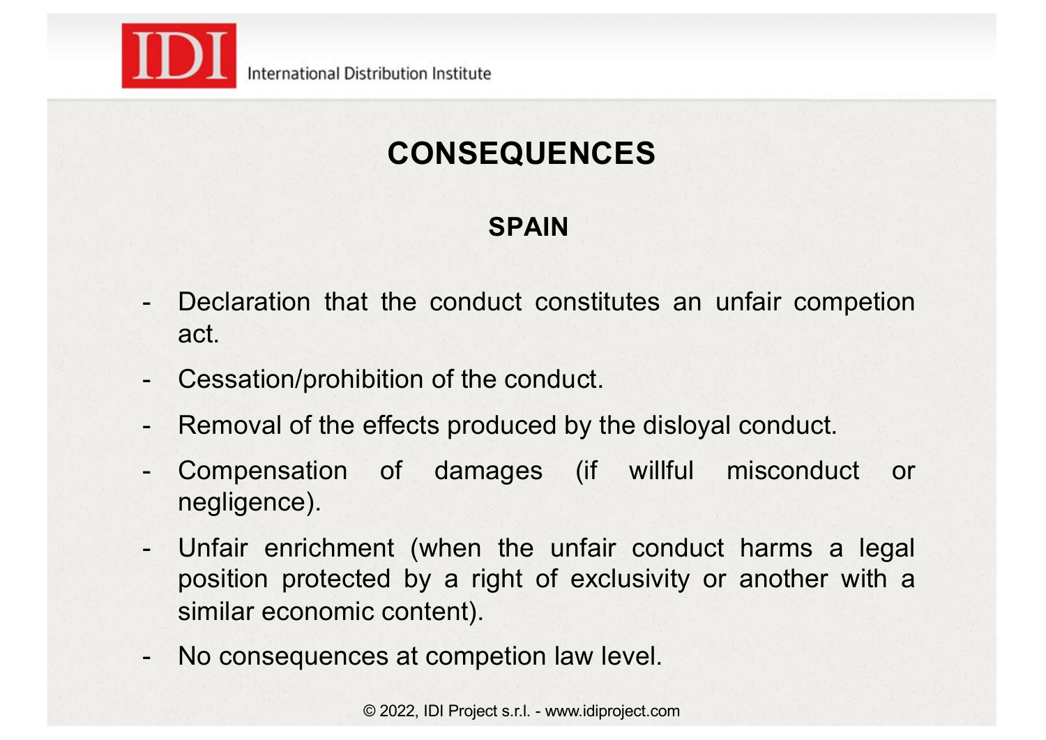# CONSEQUENCES

## SPAIN

- Declaration that the conduct constitutes an unfair competion act.
- Cessation/prohibition of the conduct.
- Removal of the effects produced by the disloyal conduct.
- Compensation of damages (if willful misconduct or negligence).
- Unfair enrichment (when the unfair conduct harms a legal position protected by a right of exclusivity or another with a similar economic content).
- No consequences at competion law level.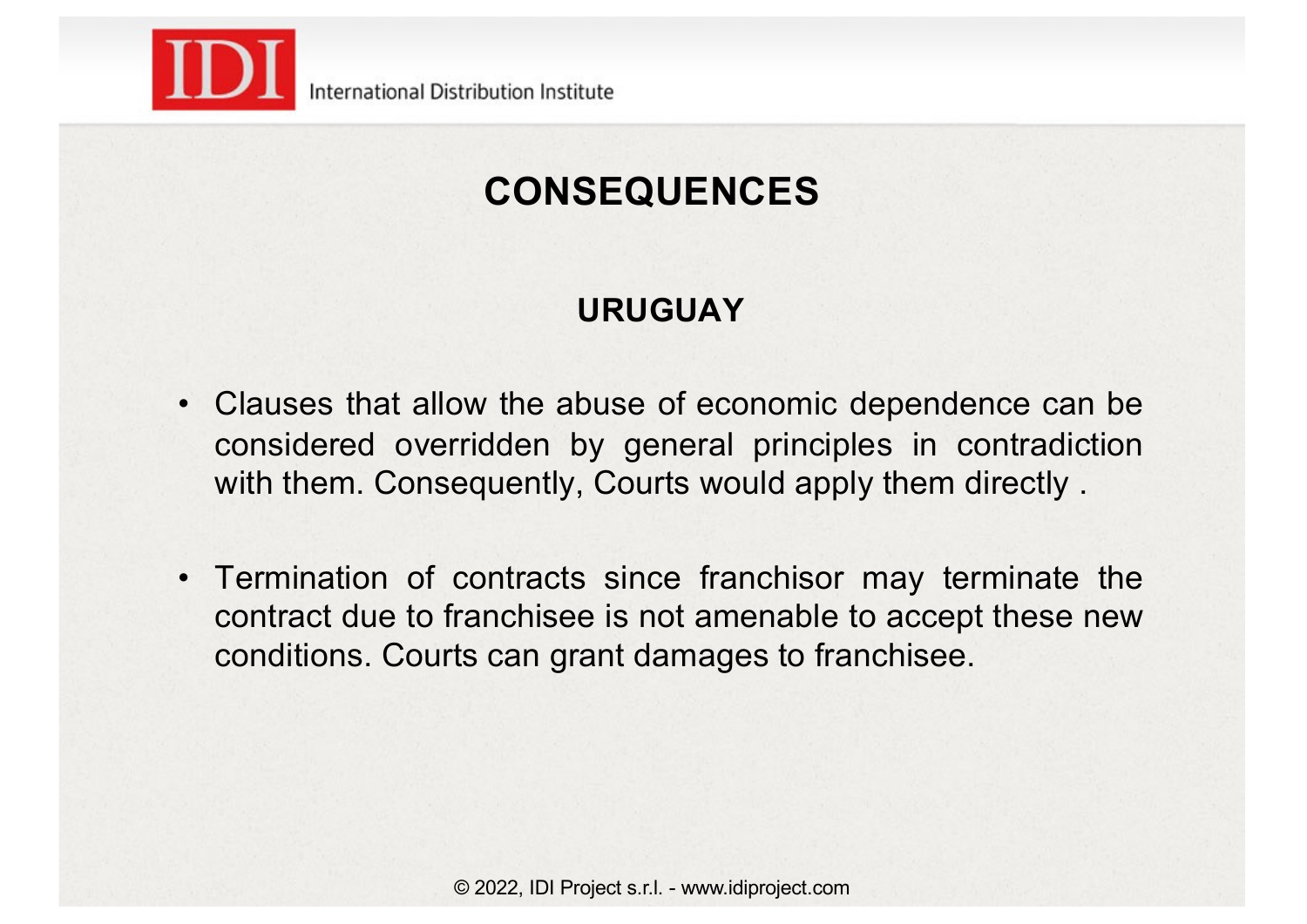# CONSEQUENCES

## URUGUAY

- Clauses that allow the abuse of economic dependence can be considered overridden by general principles in contradiction with them. Consequently, Courts would apply them directly .
- Termination of contracts since franchisor may terminate the contract due to franchisee is not amenable to accept these new conditions. Courts can grant damages to franchisee.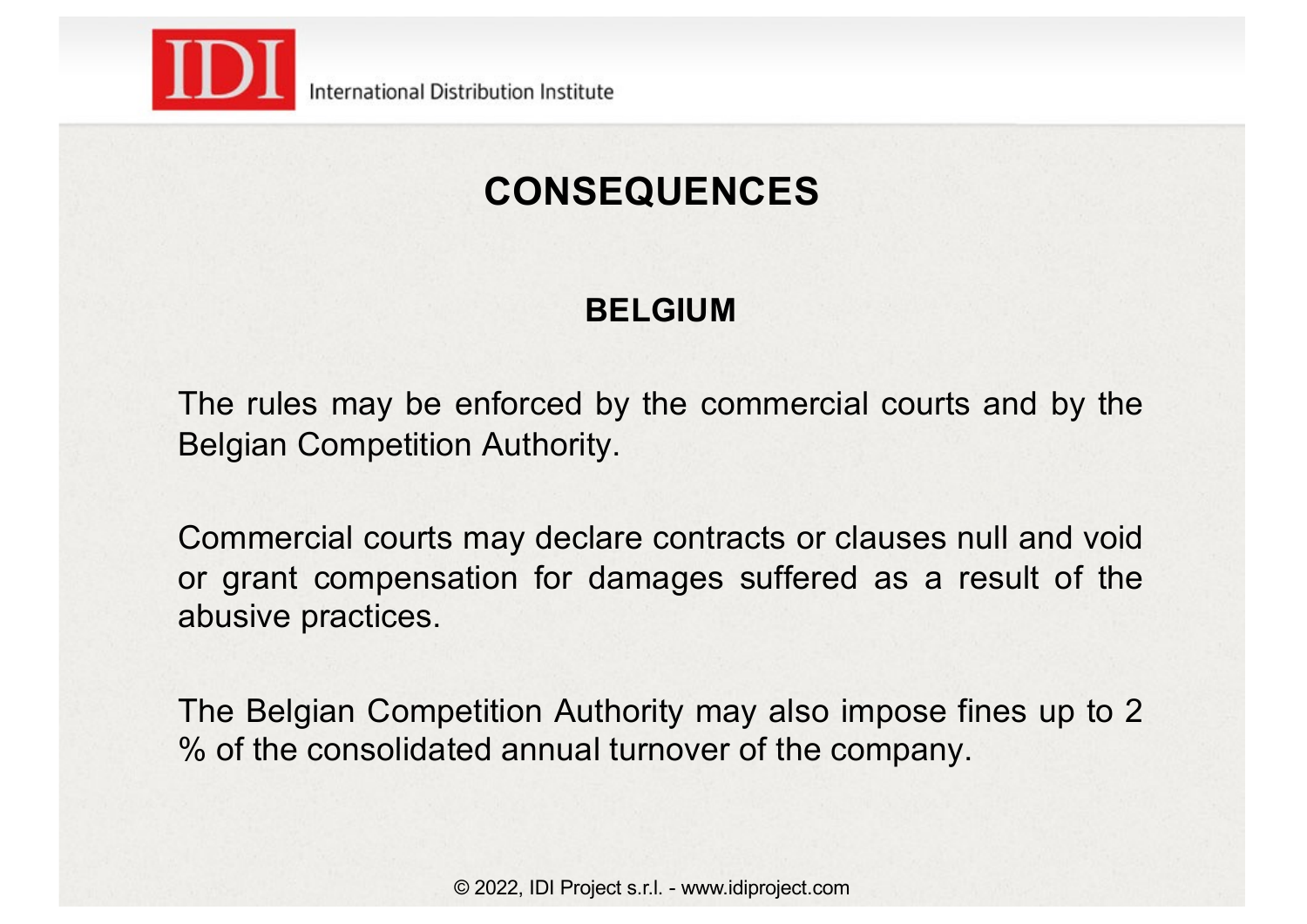# CONSEQUENCES

## BELGIUM

The rules may be enforced by the commercial courts and by the Belgian Competition Authority.

Commercial courts may declare contracts or clauses null and void or grant compensation for damages suffered as a result of the abusive practices.

The Belgian Competition Authority may also impose fines up to 2 % of the consolidated annual turnover of the company.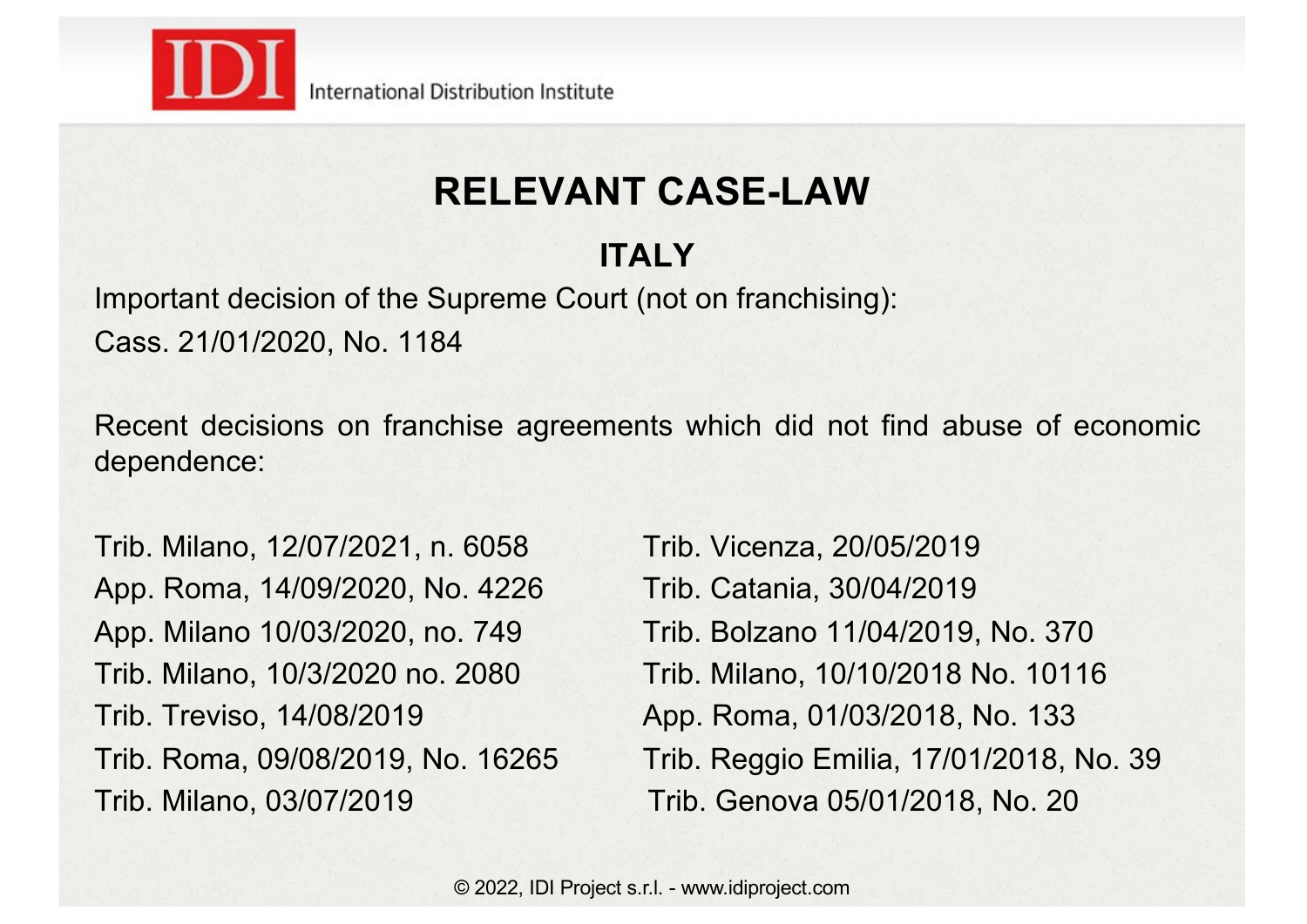# RELEVANT CASE-LAW

## ITALY

Important decision of the Supreme Court (not on franchising):
Cass. 21/01/2020, No. 1184

Recent decisions on franchise agreements which did not find abuse of economic dependence:

Trib. Milano, 12/07/2021, n. 6058
App. Roma, 14/09/2020, No. 4226
App. Milano 10/03/2020, no. 749
Trib. Milano, 10/3/2020 no. 2080
Trib. Treviso, 14/08/2019
Trib. Roma, 09/08/2019, No. 16265
Trib. Milano, 03/07/2019
Trib. Vicenza, 20/05/2019
Trib. Catania, 30/04/2019
Trib. Bolzano 11/04/2019, No. 370
Trib. Milano, 10/10/2018 No. 10116
App. Roma, 01/03/2018, No. 133
Trib. Reggio Emilia, 17/01/2018, No. 39
Trib. Genova 05/01/2018, No. 20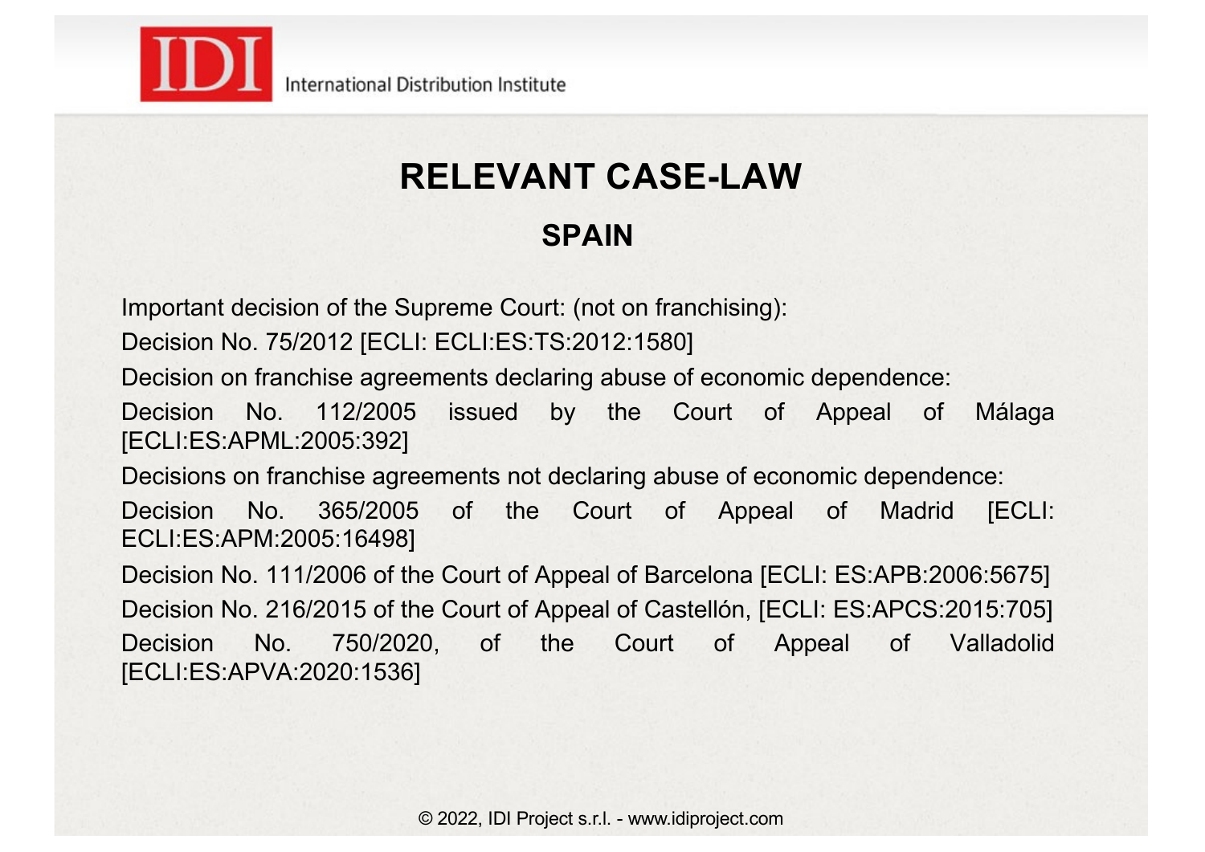# RELEVANT CASE-LAW

## SPAIN

Important decision of the Supreme Court: (not on franchising):

Decision No. 75/2012 [ECLI: ECLI:ES:TS:2012:1580]

Decision on franchise agreements declaring abuse of economic dependence:

Decision No. 112/2005 issued by the Court of Appeal of Málaga [ECLI:ES:APML:2005:392]

Decisions on franchise agreements not declaring abuse of economic dependence:

Decision No. 365/2005 of the Court of Appeal of Madrid [ECLI: ECLI:ES:APM:2005:16498]

Decision No. 111/2006 of the Court of Appeal of Barcelona [ECLI: ES:APB:2006:5675]

Decision No. 216/2015 of the Court of Appeal of Castellón, [ECLI: ES:APCS:2015:705]

Decision No. 750/2020, of the Court of Appeal of Valladolid [ECLI:ES:APVA:2020:1536]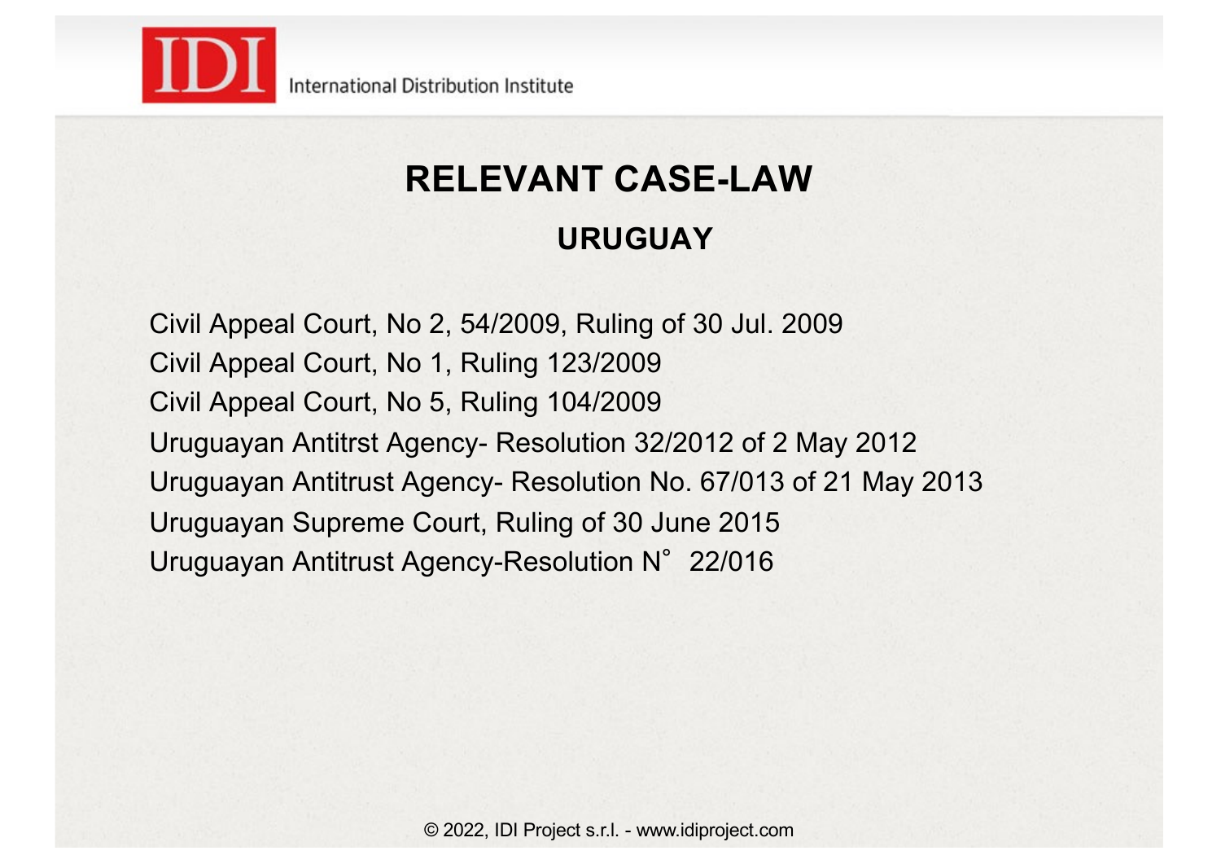# RELEVANT CASE-LAW

## URUGUAY

Civil Appeal Court, No 2, 54/2009, Ruling of 30 Jul. 2009
Civil Appeal Court, No 1, Ruling 123/2009
Civil Appeal Court, No 5, Ruling 104/2009
Uruguayan Antitrst Agency- Resolution 32/2012 of 2 May 2012
Uruguayan Antitrust Agency- Resolution No. 67/013 of 21 May 2013
Uruguayan Supreme Court, Ruling of 30 June 2015
Uruguayan Antitrust Agency-Resolution N° 22/016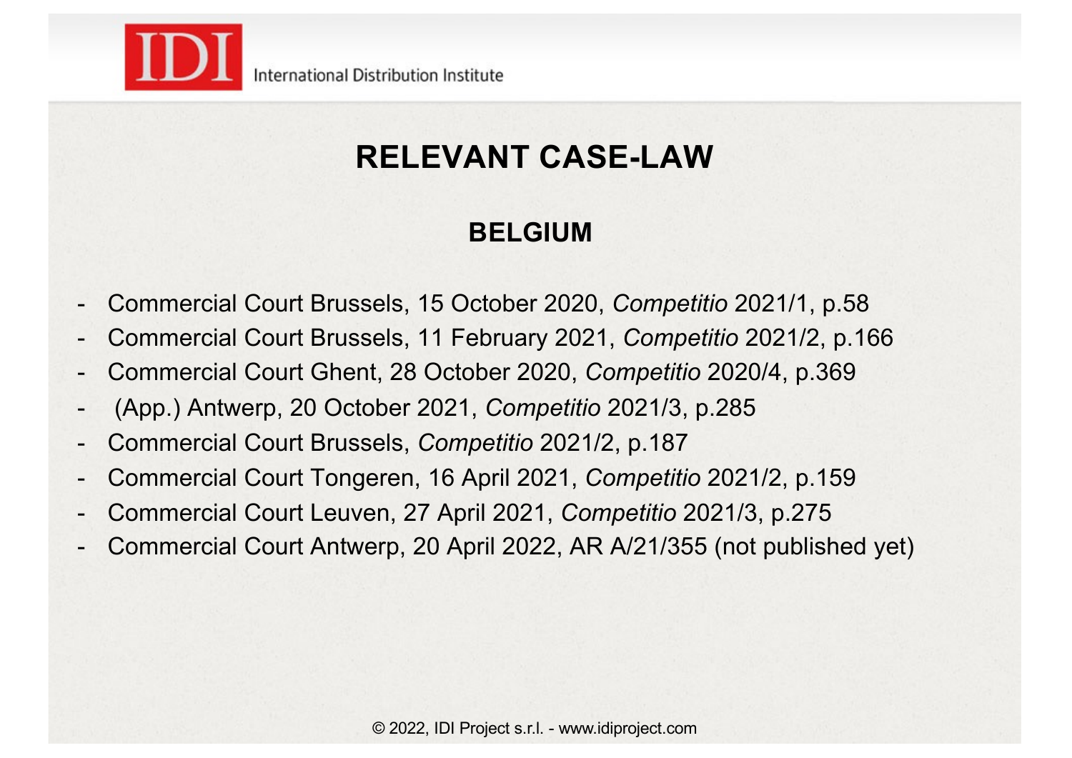# RELEVANT CASE-LAW

## BELGIUM

- Commercial Court Brussels, 15 October 2020, *Competitio* 2021/1, p.58
- Commercial Court Brussels, 11 February 2021, *Competitio* 2021/2, p.166
- Commercial Court Ghent, 28 October 2020, *Competitio* 2020/4, p.369
- (App.) Antwerp, 20 October 2021, *Competitio* 2021/3, p.285
- Commercial Court Brussels, *Competitio* 2021/2, p.187
- Commercial Court Tongeren, 16 April 2021, *Competitio* 2021/2, p.159
- Commercial Court Leuven, 27 April 2021, *Competitio* 2021/3, p.275
- Commercial Court Antwerp, 20 April 2022, AR A/21/355 (not published yet)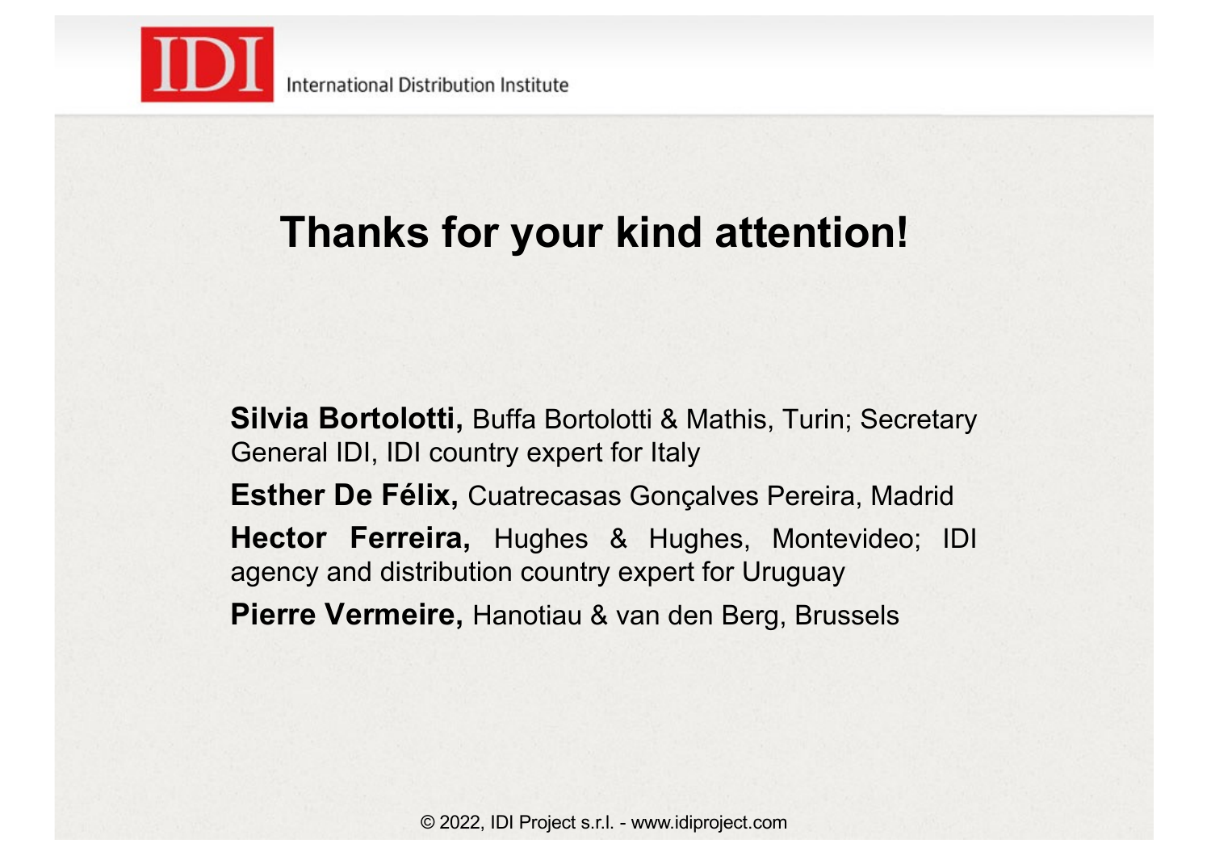# Thanks for your kind attention!

**Silvia Bortolotti,** Buffa Bortolotti & Mathis, Turin; Secretary General IDI, IDI country expert for Italy

**Esther De Félix,** Cuatrecasas Gonçalves Pereira, Madrid

**Hector Ferreira,** Hughes & Hughes, Montevideo; IDI agency and distribution country expert for Uruguay

**Pierre Vermeire,** Hanotiau & van den Berg, Brussels